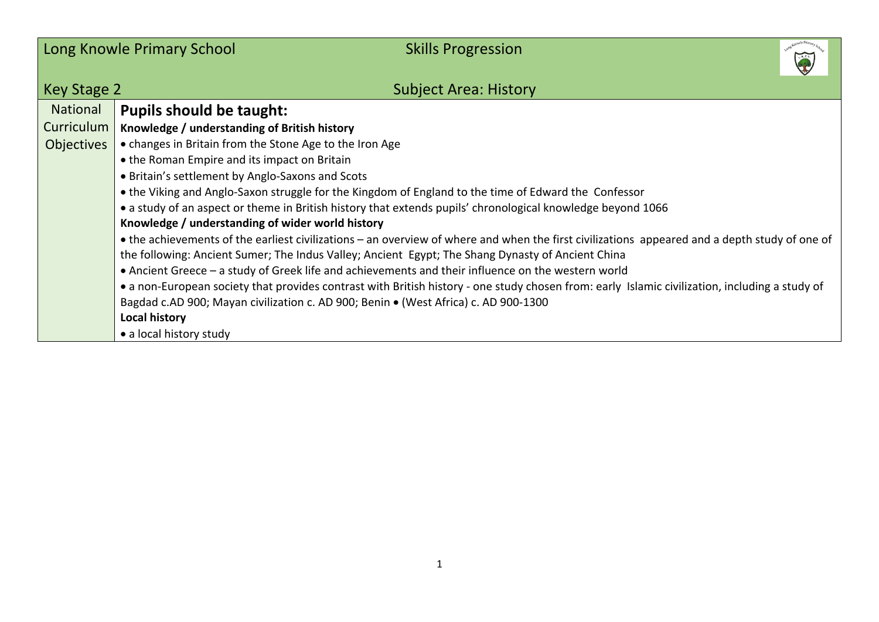| Long Knowle Primary School | Skills Progression |
|---|---|
| **Key Stage 2** | **Subject Area: History** |
| National Curriculum Objectives | **Pupils should be taught:**<br>**Knowledge / understanding of British history**<br>• changes in Britain from the Stone Age to the Iron Age<br>• the Roman Empire and its impact on Britain<br>• Britain's settlement by Anglo-Saxons and Scots<br>• the Viking and Anglo-Saxon struggle for the Kingdom of England to the time of Edward the Confessor<br>• a study of an aspect or theme in British history that extends pupils' chronological knowledge beyond 1066<br>**Knowledge / understanding of wider world history**<br>• the achievements of the earliest civilizations – an overview of where and when the first civilizations appeared and a depth study of one of the following: Ancient Sumer; The Indus Valley; Ancient Egypt; The Shang Dynasty of Ancient China<br>• Ancient Greece – a study of Greek life and achievements and their influence on the western world<br>• a non-European society that provides contrast with British history - one study chosen from: early Islamic civilization, including a study of Bagdad c.AD 900; Mayan civilization c. AD 900; Benin • (West Africa) c. AD 900-1300<br>**Local history**<br>• a local history study |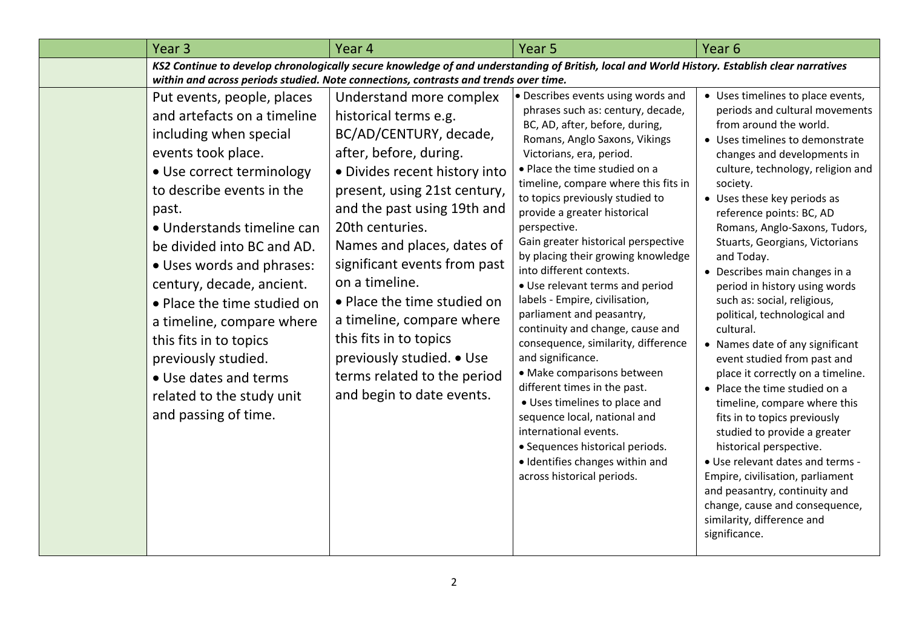| | Year 3 | Year 4 | Year 5 | Year 6 |
|---|---|---|---|---|
| | ***KS2 Continue to develop chronologically secure knowledge of and understanding of British, local and World History. Establish clear narratives within and across periods studied. Note connections, contrasts and trends over time.*** | | | |
| | Put events, people, places and artefacts on a timeline including when special events took place.<br>• Use correct terminology to describe events in the past.<br>• Understands timeline can be divided into BC and AD.<br>• Uses words and phrases: century, decade, ancient.<br>• Place the time studied on a timeline, compare where this fits in to topics previously studied.<br>• Use dates and terms related to the study unit and passing of time. | Understand more complex historical terms e.g. BC/AD/CENTURY, decade, after, before, during.<br>• Divides recent history into present, using 21st century, and the past using 19th and 20th centuries.<br>Names and places, dates of significant events from past on a timeline.<br>• Place the time studied on a timeline, compare where this fits in to topics previously studied. • Use terms related to the period and begin to date events. | • Describes events using words and phrases such as: century, decade, BC, AD, after, before, during, Romans, Anglo Saxons, Vikings Victorians, era, period.<br>• Place the time studied on a timeline, compare where this fits in to topics previously studied to provide a greater historical perspective.<br>Gain greater historical perspective by placing their growing knowledge into different contexts.<br>• Use relevant terms and period labels - Empire, civilisation, parliament and peasantry, continuity and change, cause and consequence, similarity, difference and significance.<br>• Make comparisons between different times in the past.<br>• Uses timelines to place and sequence local, national and international events.<br>• Sequences historical periods.<br>• Identifies changes within and across historical periods. | • Uses timelines to place events, periods and cultural movements from around the world.<br>• Uses timelines to demonstrate changes and developments in culture, technology, religion and society.<br>• Uses these key periods as reference points: BC, AD Romans, Anglo-Saxons, Tudors, Stuarts, Georgians, Victorians and Today.<br>• Describes main changes in a period in history using words such as: social, religious, political, technological and cultural.<br>• Names date of any significant event studied from past and place it correctly on a timeline.<br>• Place the time studied on a timeline, compare where this fits in to topics previously studied to provide a greater historical perspective.<br>• Use relevant dates and terms - Empire, civilisation, parliament and peasantry, continuity and change, cause and consequence, similarity, difference and significance. |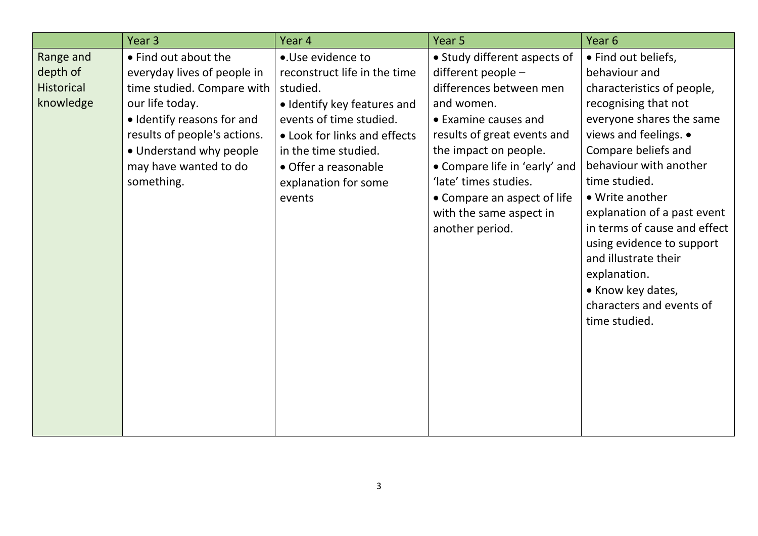| | Year 3 | Year 4 | Year 5 | Year 6 |
|---|---|---|---|---|
| Range and depth of Historical knowledge | • Find out about the everyday lives of people in time studied. Compare with our life today.<br>• Identify reasons for and results of people's actions.<br>• Understand why people may have wanted to do something. | •.Use evidence to reconstruct life in the time studied.<br>• Identify key features and events of time studied.<br>• Look for links and effects in the time studied.<br>• Offer a reasonable explanation for some events | • Study different aspects of different people – differences between men and women.<br>• Examine causes and results of great events and the impact on people.<br>• Compare life in 'early' and 'late' times studies.<br>• Compare an aspect of life with the same aspect in another period. | • Find out beliefs, behaviour and characteristics of people, recognising that not everyone shares the same views and feelings. • Compare beliefs and behaviour with another time studied.<br>• Write another explanation of a past event in terms of cause and effect using evidence to support and illustrate their explanation.<br>• Know key dates, characters and events of time studied. |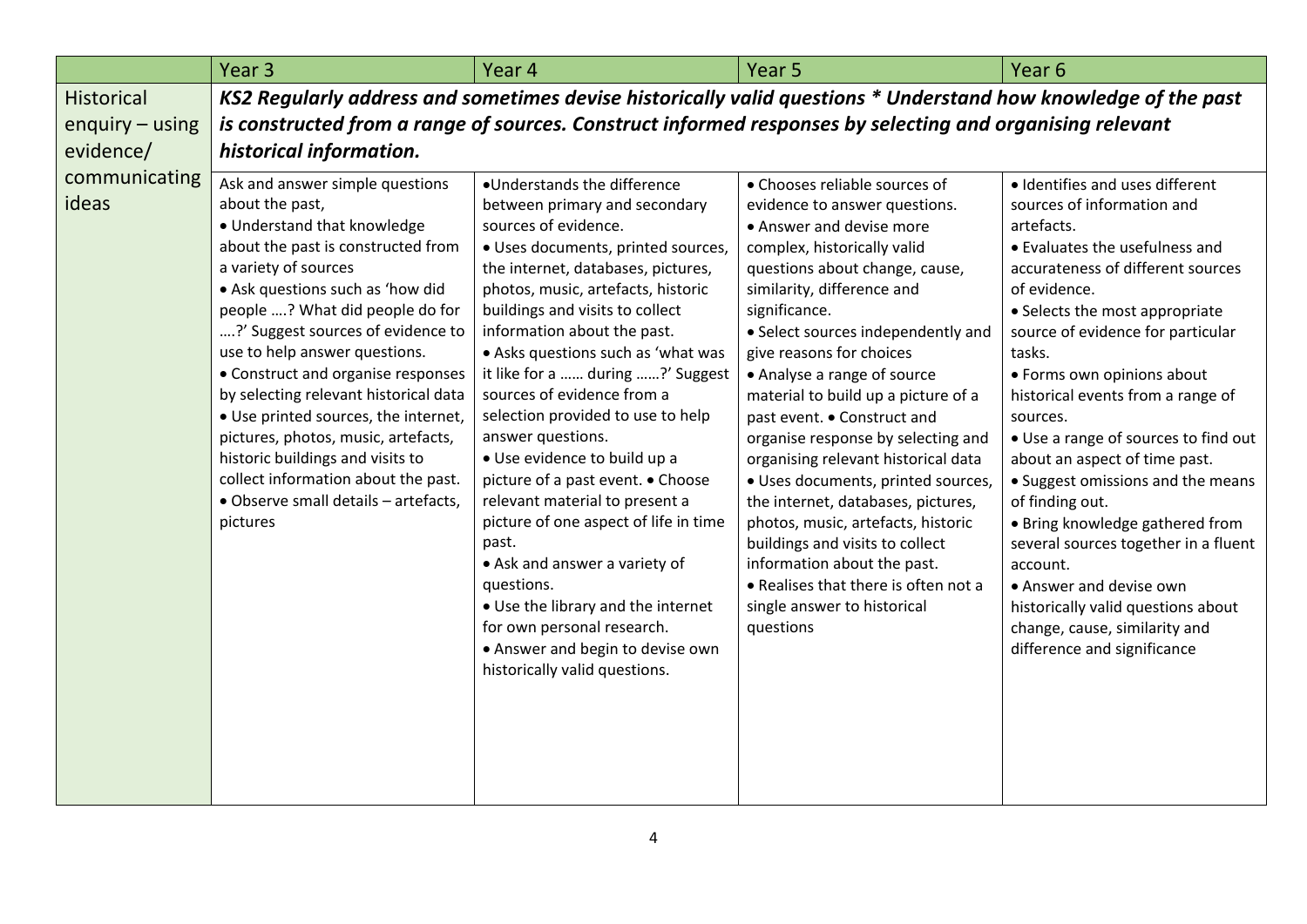| | Year 3 | Year 4 | Year 5 | Year 6 |
|---|---|---|---|---|
| Historical enquiry – using evidence/ communicating ideas | ***KS2 Regularly address and sometimes devise historically valid questions * Understand how knowledge of the past is constructed from a range of sources. Construct informed responses by selecting and organising relevant historical information.*** | | | |
| | Ask and answer simple questions about the past,<br>• Understand that knowledge about the past is constructed from a variety of sources<br>• Ask questions such as 'how did people ….? What did people do for ….?' Suggest sources of evidence to use to help answer questions.<br>• Construct and organise responses by selecting relevant historical data<br>• Use printed sources, the internet, pictures, photos, music, artefacts, historic buildings and visits to collect information about the past.<br>• Observe small details – artefacts, pictures | •Understands the difference between primary and secondary sources of evidence.<br>• Uses documents, printed sources, the internet, databases, pictures, photos, music, artefacts, historic buildings and visits to collect information about the past.<br>• Asks questions such as 'what was it like for a …… during ……?' Suggest sources of evidence from a selection provided to use to help answer questions.<br>• Use evidence to build up a picture of a past event. • Choose relevant material to present a picture of one aspect of life in time past.<br>• Ask and answer a variety of questions.<br>• Use the library and the internet for own personal research.<br>• Answer and begin to devise own historically valid questions. | • Chooses reliable sources of evidence to answer questions.<br>• Answer and devise more complex, historically valid questions about change, cause, similarity, difference and significance.<br>• Select sources independently and give reasons for choices<br>• Analyse a range of source material to build up a picture of a past event. • Construct and organise response by selecting and organising relevant historical data<br>• Uses documents, printed sources, the internet, databases, pictures, photos, music, artefacts, historic buildings and visits to collect information about the past.<br>• Realises that there is often not a single answer to historical questions | • Identifies and uses different sources of information and artefacts.<br>• Evaluates the usefulness and accurateness of different sources of evidence.<br>• Selects the most appropriate source of evidence for particular tasks.<br>• Forms own opinions about historical events from a range of sources.<br>• Use a range of sources to find out about an aspect of time past.<br>• Suggest omissions and the means of finding out.<br>• Bring knowledge gathered from several sources together in a fluent account.<br>• Answer and devise own historically valid questions about change, cause, similarity and difference and significance |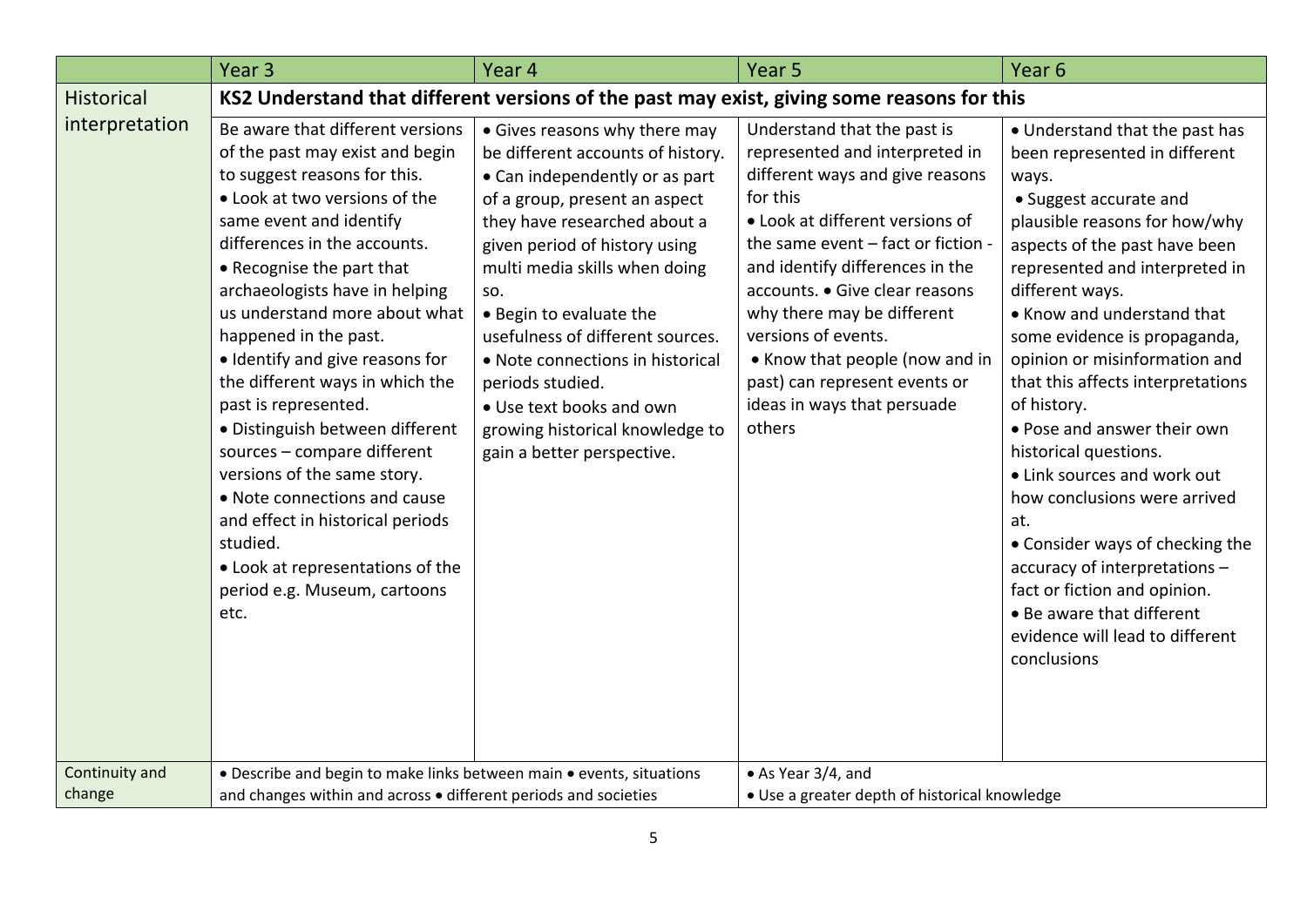| | Year 3 | Year 4 | Year 5 | Year 6 |
|---|---|---|---|---|
| Historical interpretation | **KS2 Understand that different versions of the past may exist, giving some reasons for this** | | | |
| | Be aware that different versions of the past may exist and begin to suggest reasons for this.<br>• Look at two versions of the same event and identify differences in the accounts.<br>• Recognise the part that archaeologists have in helping us understand more about what happened in the past.<br>• Identify and give reasons for the different ways in which the past is represented.<br>• Distinguish between different sources – compare different versions of the same story.<br>• Note connections and cause and effect in historical periods studied.<br>• Look at representations of the period e.g. Museum, cartoons etc. | • Gives reasons why there may be different accounts of history.<br>• Can independently or as part of a group, present an aspect they have researched about a given period of history using multi media skills when doing so.<br>• Begin to evaluate the usefulness of different sources.<br>• Note connections in historical periods studied.<br>• Use text books and own growing historical knowledge to gain a better perspective. | Understand that the past is represented and interpreted in different ways and give reasons for this<br>• Look at different versions of the same event – fact or fiction - and identify differences in the accounts. • Give clear reasons why there may be different versions of events.<br>• Know that people (now and in past) can represent events or ideas in ways that persuade others | • Understand that the past has been represented in different ways.<br>• Suggest accurate and plausible reasons for how/why aspects of the past have been represented and interpreted in different ways.<br>• Know and understand that some evidence is propaganda, opinion or misinformation and that this affects interpretations of history.<br>• Pose and answer their own historical questions.<br>• Link sources and work out how conclusions were arrived at.<br>• Consider ways of checking the accuracy of interpretations – fact or fiction and opinion.<br>• Be aware that different evidence will lead to different conclusions |
| Continuity and change | • Describe and begin to make links between main • events, situations and changes within and across • different periods and societies | | • As Year 3/4, and<br>• Use a greater depth of historical knowledge | |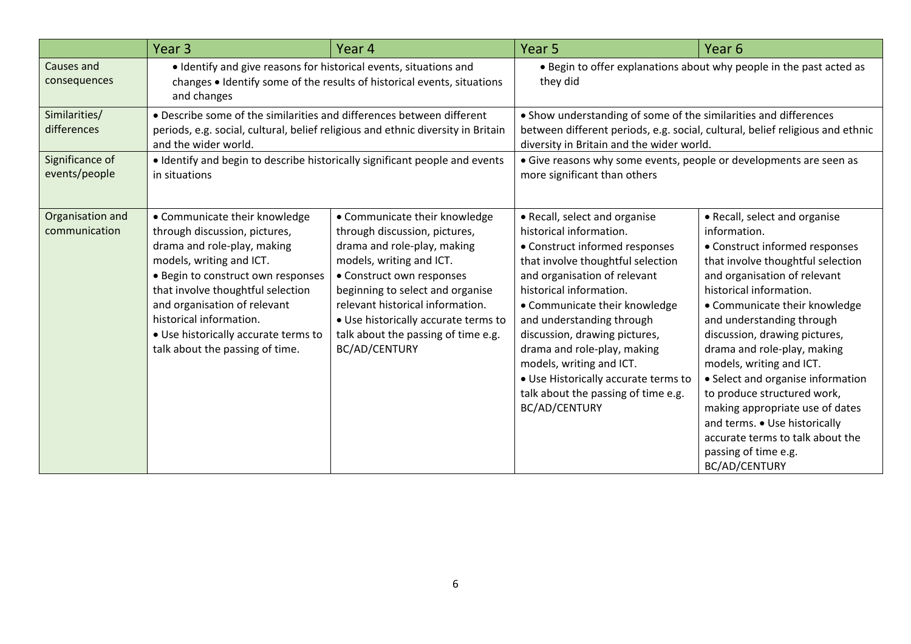| | Year 3 | Year 4 | Year 5 | Year 6 |
|---|---|---|---|---|
| Causes and consequences | • Identify and give reasons for historical events, situations and changes • Identify some of the results of historical events, situations and changes | | • Begin to offer explanations about why people in the past acted as they did | |
| Similarities/ differences | • Describe some of the similarities and differences between different periods, e.g. social, cultural, belief religious and ethnic diversity in Britain and the wider world. | | • Show understanding of some of the similarities and differences between different periods, e.g. social, cultural, belief religious and ethnic diversity in Britain and the wider world. | |
| Significance of events/people | • Identify and begin to describe historically significant people and events in situations | | • Give reasons why some events, people or developments are seen as more significant than others | |
| Organisation and communication | • Communicate their knowledge through discussion, pictures, drama and role-play, making models, writing and ICT. • Begin to construct own responses that involve thoughtful selection and organisation of relevant historical information. • Use historically accurate terms to talk about the passing of time. | • Communicate their knowledge through discussion, pictures, drama and role-play, making models, writing and ICT. • Construct own responses beginning to select and organise relevant historical information. • Use historically accurate terms to talk about the passing of time e.g. BC/AD/CENTURY | • Recall, select and organise historical information. • Construct informed responses that involve thoughtful selection and organisation of relevant historical information. • Communicate their knowledge and understanding through discussion, drawing pictures, drama and role-play, making models, writing and ICT. • Use Historically accurate terms to talk about the passing of time e.g. BC/AD/CENTURY | • Recall, select and organise information. • Construct informed responses that involve thoughtful selection and organisation of relevant historical information. • Communicate their knowledge and understanding through discussion, drawing pictures, drama and role-play, making models, writing and ICT. • Select and organise information to produce structured work, making appropriate use of dates and terms. • Use historically accurate terms to talk about the passing of time e.g. BC/AD/CENTURY |